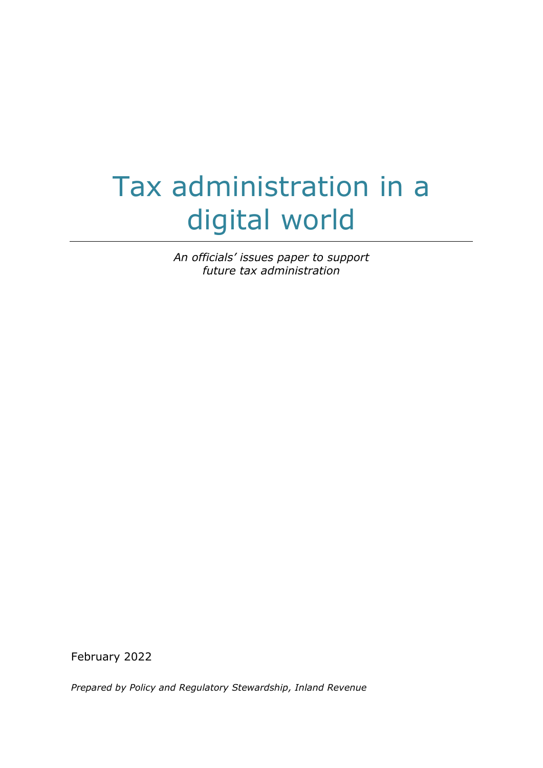# Tax administration in a digital world

*An officials' issues paper to support future tax administration*

February 2022

*Prepared by Policy and Regulatory Stewardship, Inland Revenue*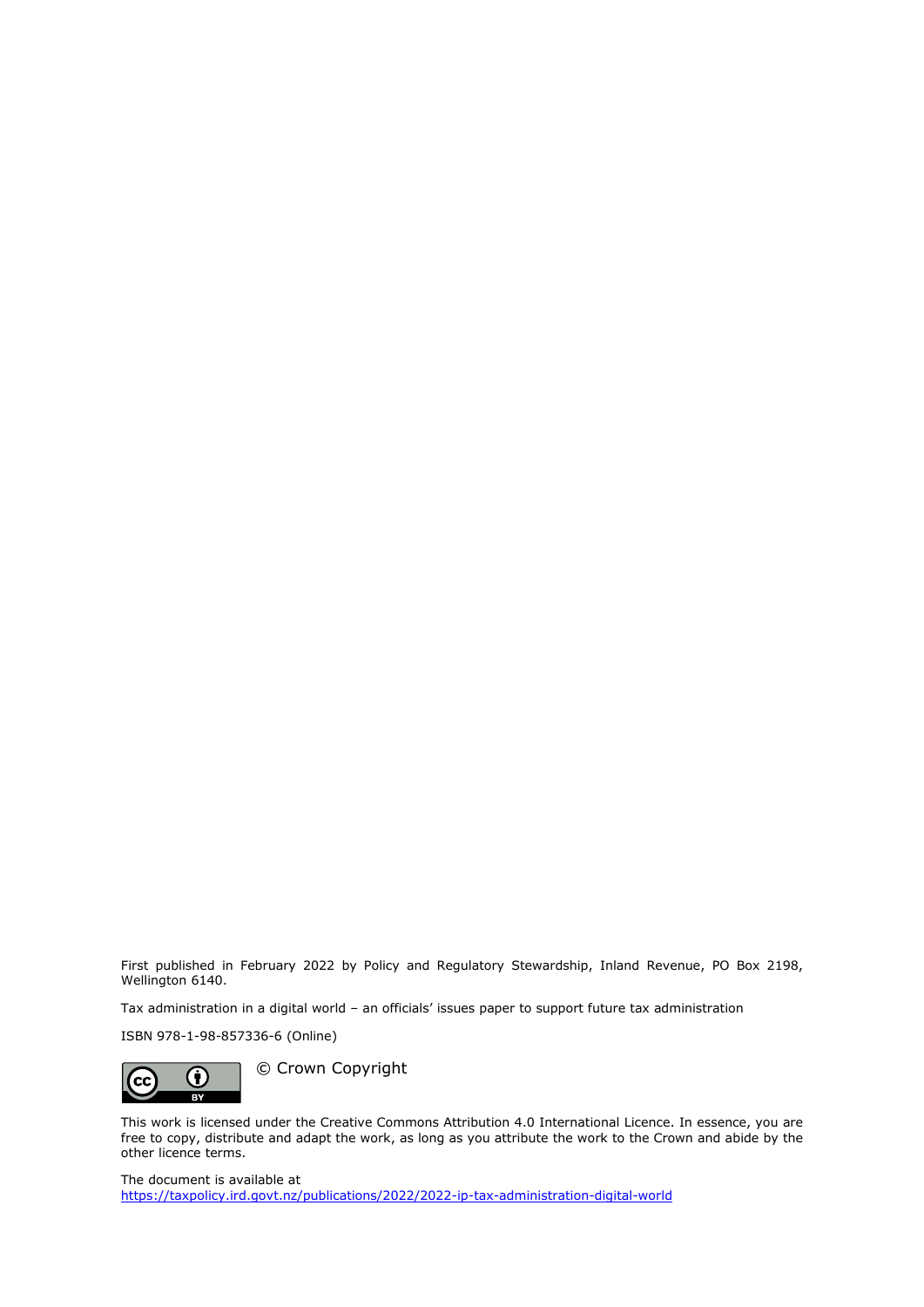First published in February 2022 by Policy and Regulatory Stewardship, Inland Revenue, PO Box 2198, Wellington 6140.

Tax administration in a digital world – an officials' issues paper to support future tax administration

ISBN 978-1-98-857336-6 (Online)

© Crown Copyright

This work is licensed under the Creative Commons Attribution 4.0 International Licence. In essence, you are free to copy, distribute and adapt the work, as long as you attribute the work to the Crown and abide by the other licence terms.

The document is available at
https://taxpolicy.ird.govt.nz/publications/2022/2022-ip-tax-administration-digital-world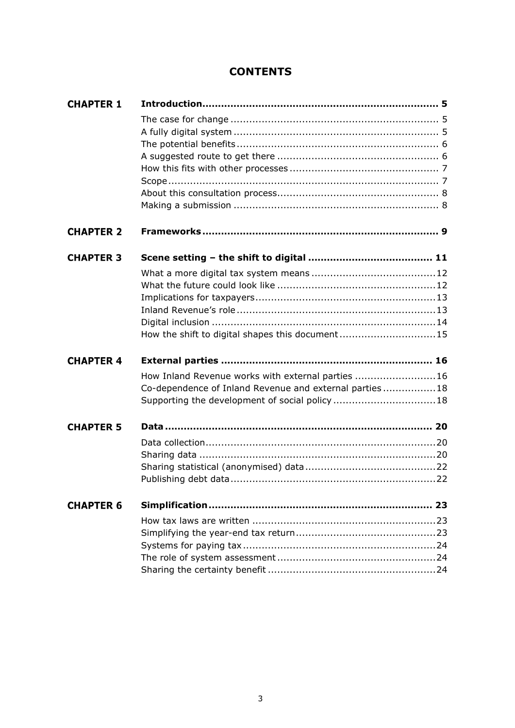# CONTENTS

| | | |
|---|---|---|
| **CHAPTER 1** | **Introduction** | **5** |
| | The case for change | 5 |
| | A fully digital system | 5 |
| | The potential benefits | 6 |
| | A suggested route to get there | 6 |
| | How this fits with other processes | 7 |
| | Scope | 7 |
| | About this consultation process | 8 |
| | Making a submission | 8 |
| **CHAPTER 2** | **Frameworks** | **9** |
| **CHAPTER 3** | **Scene setting – the shift to digital** | **11** |
| | What a more digital tax system means | 12 |
| | What the future could look like | 12 |
| | Implications for taxpayers | 13 |
| | Inland Revenue's role | 13 |
| | Digital inclusion | 14 |
| | How the shift to digital shapes this document | 15 |
| **CHAPTER 4** | **External parties** | **16** |
| | How Inland Revenue works with external parties | 16 |
| | Co-dependence of Inland Revenue and external parties | 18 |
| | Supporting the development of social policy | 18 |
| **CHAPTER 5** | **Data** | **20** |
| | Data collection | 20 |
| | Sharing data | 20 |
| | Sharing statistical (anonymised) data | 22 |
| | Publishing debt data | 22 |
| **CHAPTER 6** | **Simplification** | **23** |
| | How tax laws are written | 23 |
| | Simplifying the year-end tax return | 23 |
| | Systems for paying tax | 24 |
| | The role of system assessment | 24 |
| | Sharing the certainty benefit | 24 |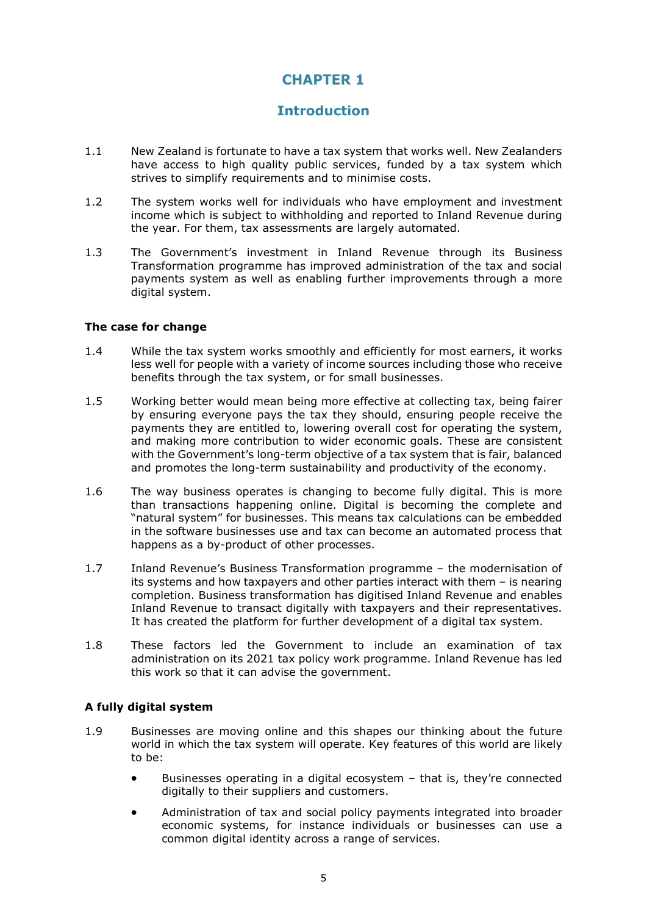# CHAPTER 1

## Introduction

1.1 New Zealand is fortunate to have a tax system that works well. New Zealanders have access to high quality public services, funded by a tax system which strives to simplify requirements and to minimise costs.

1.2 The system works well for individuals who have employment and investment income which is subject to withholding and reported to Inland Revenue during the year. For them, tax assessments are largely automated.

1.3 The Government's investment in Inland Revenue through its Business Transformation programme has improved administration of the tax and social payments system as well as enabling further improvements through a more digital system.

### The case for change

1.4 While the tax system works smoothly and efficiently for most earners, it works less well for people with a variety of income sources including those who receive benefits through the tax system, or for small businesses.

1.5 Working better would mean being more effective at collecting tax, being fairer by ensuring everyone pays the tax they should, ensuring people receive the payments they are entitled to, lowering overall cost for operating the system, and making more contribution to wider economic goals. These are consistent with the Government's long-term objective of a tax system that is fair, balanced and promotes the long-term sustainability and productivity of the economy.

1.6 The way business operates is changing to become fully digital. This is more than transactions happening online. Digital is becoming the complete and "natural system" for businesses. This means tax calculations can be embedded in the software businesses use and tax can become an automated process that happens as a by-product of other processes.

1.7 Inland Revenue's Business Transformation programme – the modernisation of its systems and how taxpayers and other parties interact with them – is nearing completion. Business transformation has digitised Inland Revenue and enables Inland Revenue to transact digitally with taxpayers and their representatives. It has created the platform for further development of a digital tax system.

1.8 These factors led the Government to include an examination of tax administration on its 2021 tax policy work programme. Inland Revenue has led this work so that it can advise the government.

### A fully digital system

1.9 Businesses are moving online and this shapes our thinking about the future world in which the tax system will operate. Key features of this world are likely to be:

- Businesses operating in a digital ecosystem – that is, they're connected digitally to their suppliers and customers.
- Administration of tax and social policy payments integrated into broader economic systems, for instance individuals or businesses can use a common digital identity across a range of services.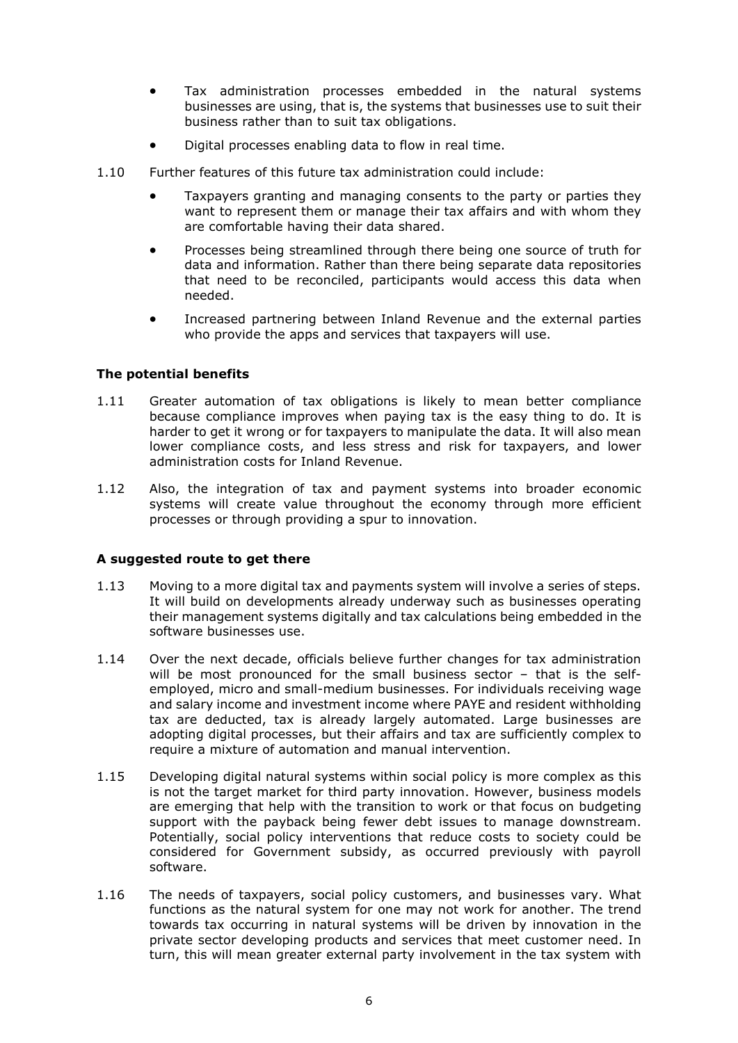- Tax administration processes embedded in the natural systems businesses are using, that is, the systems that businesses use to suit their business rather than to suit tax obligations.
- Digital processes enabling data to flow in real time.

1.10 Further features of this future tax administration could include:

- Taxpayers granting and managing consents to the party or parties they want to represent them or manage their tax affairs and with whom they are comfortable having their data shared.
- Processes being streamlined through there being one source of truth for data and information. Rather than there being separate data repositories that need to be reconciled, participants would access this data when needed.
- Increased partnering between Inland Revenue and the external parties who provide the apps and services that taxpayers will use.

### The potential benefits

1.11 Greater automation of tax obligations is likely to mean better compliance because compliance improves when paying tax is the easy thing to do. It is harder to get it wrong or for taxpayers to manipulate the data. It will also mean lower compliance costs, and less stress and risk for taxpayers, and lower administration costs for Inland Revenue.

1.12 Also, the integration of tax and payment systems into broader economic systems will create value throughout the economy through more efficient processes or through providing a spur to innovation.

### A suggested route to get there

1.13 Moving to a more digital tax and payments system will involve a series of steps. It will build on developments already underway such as businesses operating their management systems digitally and tax calculations being embedded in the software businesses use.

1.14 Over the next decade, officials believe further changes for tax administration will be most pronounced for the small business sector – that is the self-employed, micro and small-medium businesses. For individuals receiving wage and salary income and investment income where PAYE and resident withholding tax are deducted, tax is already largely automated. Large businesses are adopting digital processes, but their affairs and tax are sufficiently complex to require a mixture of automation and manual intervention.

1.15 Developing digital natural systems within social policy is more complex as this is not the target market for third party innovation. However, business models are emerging that help with the transition to work or that focus on budgeting support with the payback being fewer debt issues to manage downstream. Potentially, social policy interventions that reduce costs to society could be considered for Government subsidy, as occurred previously with payroll software.

1.16 The needs of taxpayers, social policy customers, and businesses vary. What functions as the natural system for one may not work for another. The trend towards tax occurring in natural systems will be driven by innovation in the private sector developing products and services that meet customer need. In turn, this will mean greater external party involvement in the tax system with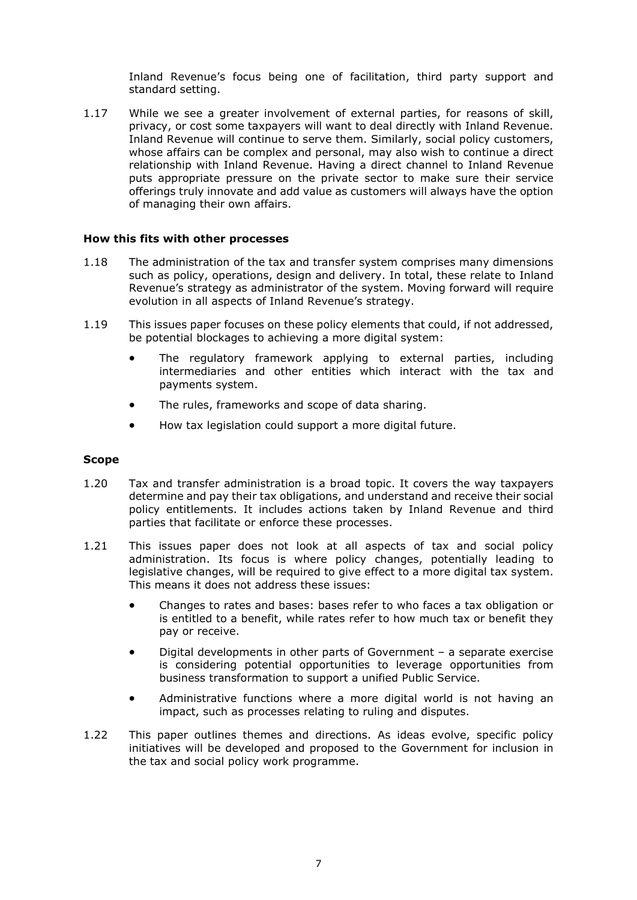Inland Revenue's focus being one of facilitation, third party support and standard setting.

1.17 While we see a greater involvement of external parties, for reasons of skill, privacy, or cost some taxpayers will want to deal directly with Inland Revenue. Inland Revenue will continue to serve them. Similarly, social policy customers, whose affairs can be complex and personal, may also wish to continue a direct relationship with Inland Revenue. Having a direct channel to Inland Revenue puts appropriate pressure on the private sector to make sure their service offerings truly innovate and add value as customers will always have the option of managing their own affairs.

### How this fits with other processes

1.18 The administration of the tax and transfer system comprises many dimensions such as policy, operations, design and delivery. In total, these relate to Inland Revenue's strategy as administrator of the system. Moving forward will require evolution in all aspects of Inland Revenue's strategy.

1.19 This issues paper focuses on these policy elements that could, if not addressed, be potential blockages to achieving a more digital system:

- The regulatory framework applying to external parties, including intermediaries and other entities which interact with the tax and payments system.
- The rules, frameworks and scope of data sharing.
- How tax legislation could support a more digital future.

### Scope

1.20 Tax and transfer administration is a broad topic. It covers the way taxpayers determine and pay their tax obligations, and understand and receive their social policy entitlements. It includes actions taken by Inland Revenue and third parties that facilitate or enforce these processes.

1.21 This issues paper does not look at all aspects of tax and social policy administration. Its focus is where policy changes, potentially leading to legislative changes, will be required to give effect to a more digital tax system. This means it does not address these issues:

- Changes to rates and bases: bases refer to who faces a tax obligation or is entitled to a benefit, while rates refer to how much tax or benefit they pay or receive.
- Digital developments in other parts of Government – a separate exercise is considering potential opportunities to leverage opportunities from business transformation to support a unified Public Service.
- Administrative functions where a more digital world is not having an impact, such as processes relating to ruling and disputes.

1.22 This paper outlines themes and directions. As ideas evolve, specific policy initiatives will be developed and proposed to the Government for inclusion in the tax and social policy work programme.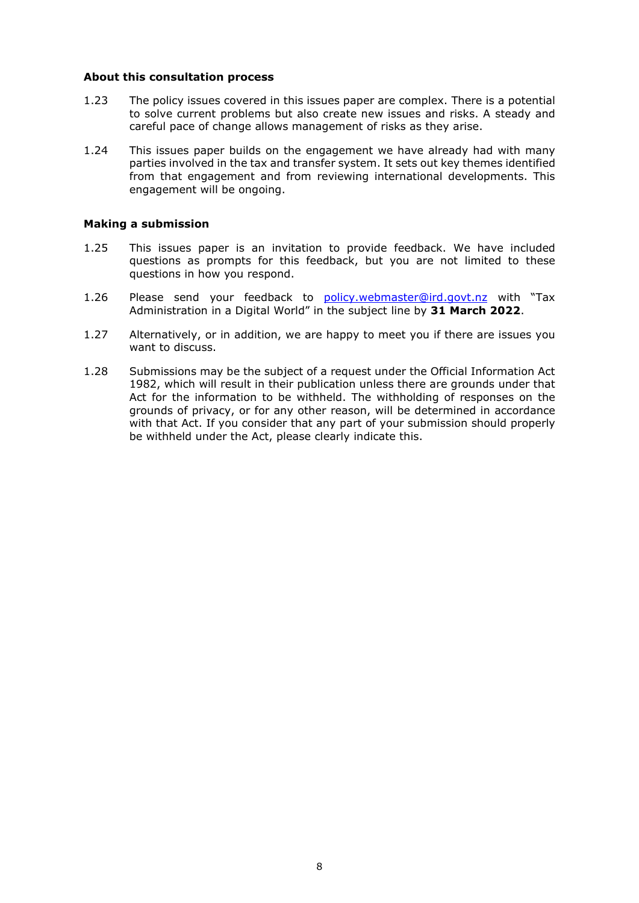### About this consultation process

1.23 The policy issues covered in this issues paper are complex. There is a potential to solve current problems but also create new issues and risks. A steady and careful pace of change allows management of risks as they arise.

1.24 This issues paper builds on the engagement we have already had with many parties involved in the tax and transfer system. It sets out key themes identified from that engagement and from reviewing international developments. This engagement will be ongoing.

### Making a submission

1.25 This issues paper is an invitation to provide feedback. We have included questions as prompts for this feedback, but you are not limited to these questions in how you respond.

1.26 Please send your feedback to policy.webmaster@ird.govt.nz with "Tax Administration in a Digital World" in the subject line by **31 March 2022**.

1.27 Alternatively, or in addition, we are happy to meet you if there are issues you want to discuss.

1.28 Submissions may be the subject of a request under the Official Information Act 1982, which will result in their publication unless there are grounds under that Act for the information to be withheld. The withholding of responses on the grounds of privacy, or for any other reason, will be determined in accordance with that Act. If you consider that any part of your submission should properly be withheld under the Act, please clearly indicate this.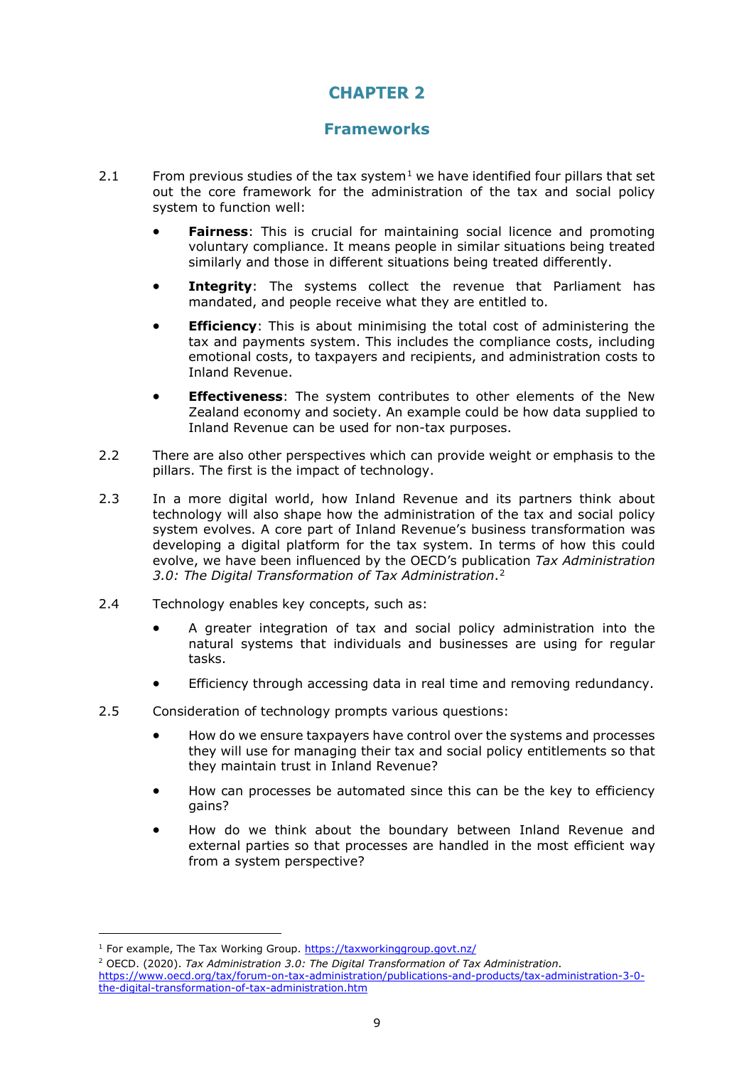# CHAPTER 2

## Frameworks

2.1 From previous studies of the tax system[1] we have identified four pillars that set out the core framework for the administration of the tax and social policy system to function well:

- **Fairness**: This is crucial for maintaining social licence and promoting voluntary compliance. It means people in similar situations being treated similarly and those in different situations being treated differently.
- **Integrity**: The systems collect the revenue that Parliament has mandated, and people receive what they are entitled to.
- **Efficiency**: This is about minimising the total cost of administering the tax and payments system. This includes the compliance costs, including emotional costs, to taxpayers and recipients, and administration costs to Inland Revenue.
- **Effectiveness**: The system contributes to other elements of the New Zealand economy and society. An example could be how data supplied to Inland Revenue can be used for non-tax purposes.

2.2 There are also other perspectives which can provide weight or emphasis to the pillars. The first is the impact of technology.

2.3 In a more digital world, how Inland Revenue and its partners think about technology will also shape how the administration of the tax and social policy system evolves. A core part of Inland Revenue's business transformation was developing a digital platform for the tax system. In terms of how this could evolve, we have been influenced by the OECD's publication *Tax Administration 3.0: The Digital Transformation of Tax Administration*.[2]

2.4 Technology enables key concepts, such as:

- A greater integration of tax and social policy administration into the natural systems that individuals and businesses are using for regular tasks.
- Efficiency through accessing data in real time and removing redundancy.

2.5 Consideration of technology prompts various questions:

- How do we ensure taxpayers have control over the systems and processes they will use for managing their tax and social policy entitlements so that they maintain trust in Inland Revenue?
- How can processes be automated since this can be the key to efficiency gains?
- How do we think about the boundary between Inland Revenue and external parties so that processes are handled in the most efficient way from a system perspective?

---

[1] For example, The Tax Working Group. https://taxworkinggroup.govt.nz/

[2] OECD. (2020). *Tax Administration 3.0: The Digital Transformation of Tax Administration*. https://www.oecd.org/tax/forum-on-tax-administration/publications-and-products/tax-administration-3-0-the-digital-transformation-of-tax-administration.htm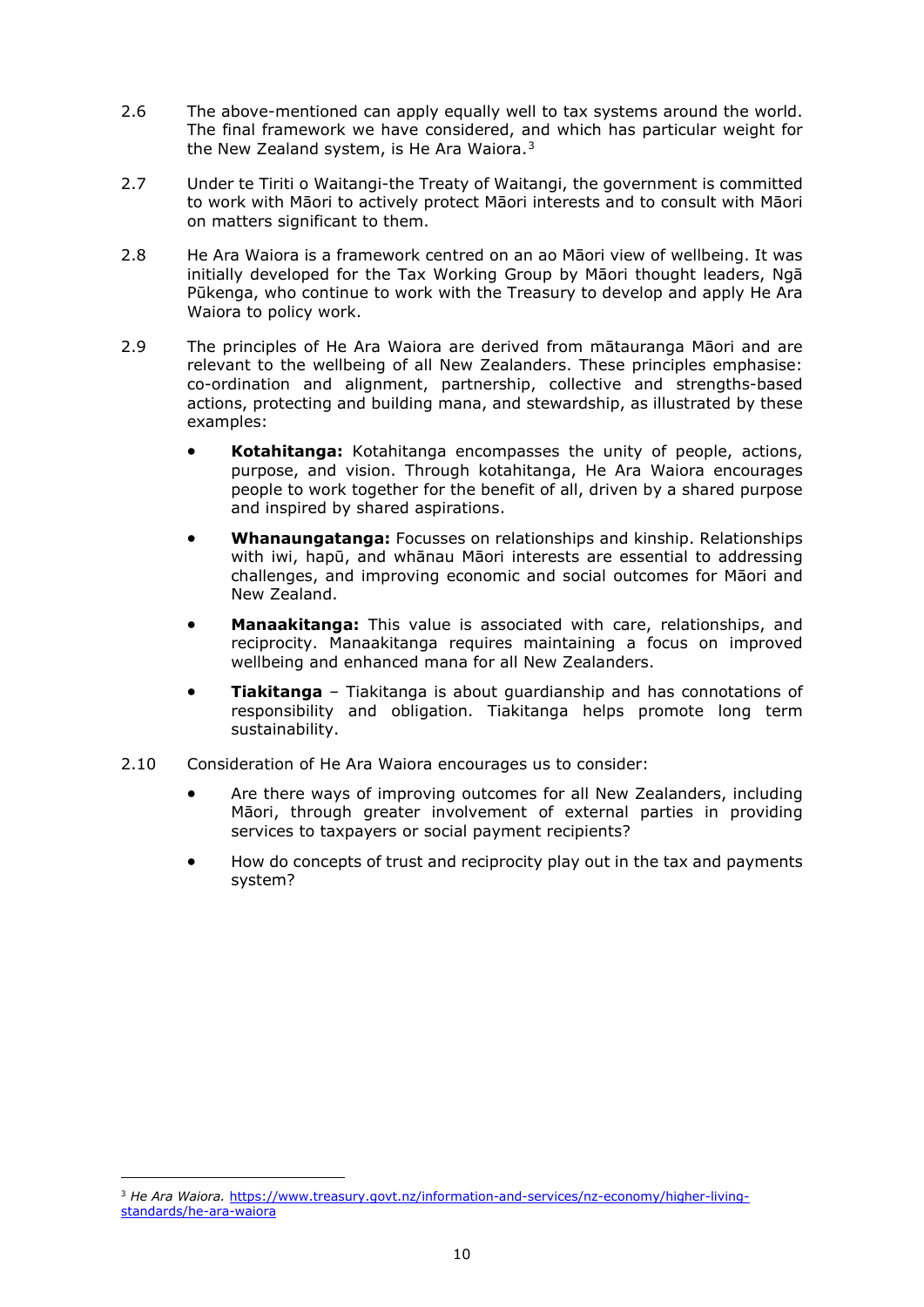2.6 The above-mentioned can apply equally well to tax systems around the world. The final framework we have considered, and which has particular weight for the New Zealand system, is He Ara Waiora.[3]

2.7 Under te Tiriti o Waitangi-the Treaty of Waitangi, the government is committed to work with Māori to actively protect Māori interests and to consult with Māori on matters significant to them.

2.8 He Ara Waiora is a framework centred on an ao Māori view of wellbeing. It was initially developed for the Tax Working Group by Māori thought leaders, Ngā Pūkenga, who continue to work with the Treasury to develop and apply He Ara Waiora to policy work.

2.9 The principles of He Ara Waiora are derived from mātauranga Māori and are relevant to the wellbeing of all New Zealanders. These principles emphasise: co-ordination and alignment, partnership, collective and strengths-based actions, protecting and building mana, and stewardship, as illustrated by these examples:

- **Kotahitanga:** Kotahitanga encompasses the unity of people, actions, purpose, and vision. Through kotahitanga, He Ara Waiora encourages people to work together for the benefit of all, driven by a shared purpose and inspired by shared aspirations.
- **Whanaungatanga:** Focusses on relationships and kinship. Relationships with iwi, hapū, and whānau Māori interests are essential to addressing challenges, and improving economic and social outcomes for Māori and New Zealand.
- **Manaakitanga:** This value is associated with care, relationships, and reciprocity. Manaakitanga requires maintaining a focus on improved wellbeing and enhanced mana for all New Zealanders.
- **Tiakitanga** – Tiakitanga is about guardianship and has connotations of responsibility and obligation. Tiakitanga helps promote long term sustainability.

2.10 Consideration of He Ara Waiora encourages us to consider:

- Are there ways of improving outcomes for all New Zealanders, including Māori, through greater involvement of external parties in providing services to taxpayers or social payment recipients?
- How do concepts of trust and reciprocity play out in the tax and payments system?

---

[3] *He Ara Waiora.* https://www.treasury.govt.nz/information-and-services/nz-economy/higher-living-standards/he-ara-waiora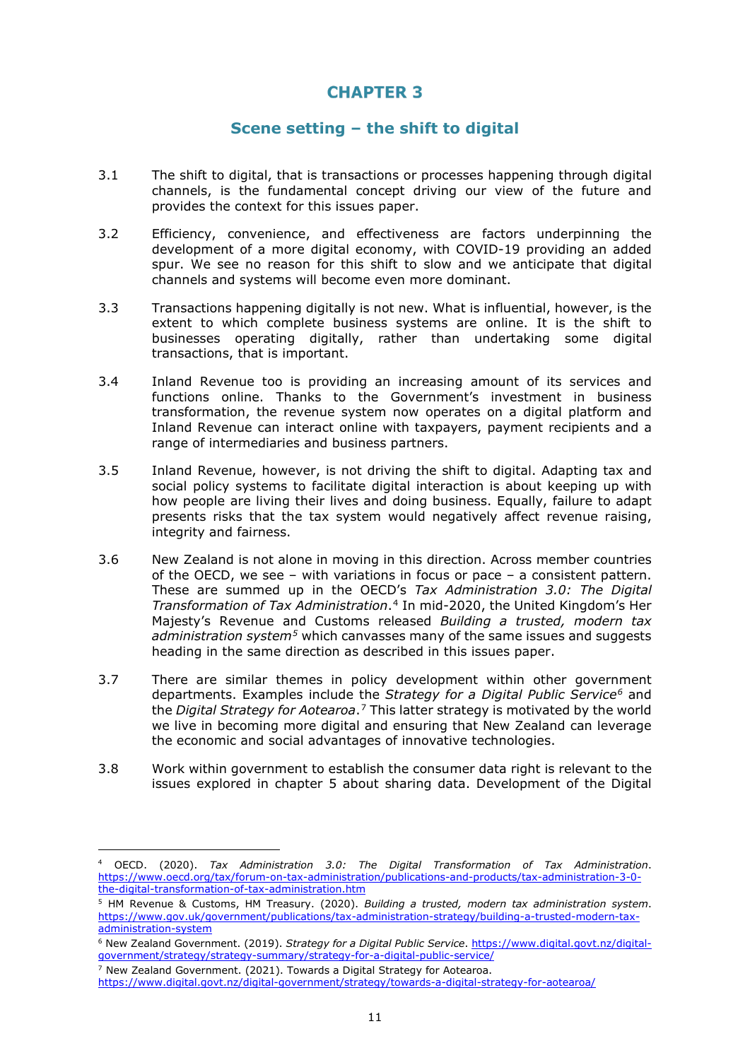# CHAPTER 3

## Scene setting – the shift to digital

3.1 The shift to digital, that is transactions or processes happening through digital channels, is the fundamental concept driving our view of the future and provides the context for this issues paper.

3.2 Efficiency, convenience, and effectiveness are factors underpinning the development of a more digital economy, with COVID-19 providing an added spur. We see no reason for this shift to slow and we anticipate that digital channels and systems will become even more dominant.

3.3 Transactions happening digitally is not new. What is influential, however, is the extent to which complete business systems are online. It is the shift to businesses operating digitally, rather than undertaking some digital transactions, that is important.

3.4 Inland Revenue too is providing an increasing amount of its services and functions online. Thanks to the Government's investment in business transformation, the revenue system now operates on a digital platform and Inland Revenue can interact online with taxpayers, payment recipients and a range of intermediaries and business partners.

3.5 Inland Revenue, however, is not driving the shift to digital. Adapting tax and social policy systems to facilitate digital interaction is about keeping up with how people are living their lives and doing business. Equally, failure to adapt presents risks that the tax system would negatively affect revenue raising, integrity and fairness.

3.6 New Zealand is not alone in moving in this direction. Across member countries of the OECD, we see – with variations in focus or pace – a consistent pattern. These are summed up in the OECD's *Tax Administration 3.0: The Digital Transformation of Tax Administration*.[4] In mid-2020, the United Kingdom's Her Majesty's Revenue and Customs released *Building a trusted, modern tax administration system*[5] which canvasses many of the same issues and suggests heading in the same direction as described in this issues paper.

3.7 There are similar themes in policy development within other government departments. Examples include the *Strategy for a Digital Public Service*[6] and the *Digital Strategy for Aotearoa*.[7] This latter strategy is motivated by the world we live in becoming more digital and ensuring that New Zealand can leverage the economic and social advantages of innovative technologies.

3.8 Work within government to establish the consumer data right is relevant to the issues explored in chapter 5 about sharing data. Development of the Digital

---

[4] OECD. (2020). *Tax Administration 3.0: The Digital Transformation of Tax Administration*. https://www.oecd.org/tax/forum-on-tax-administration/publications-and-products/tax-administration-3-0-the-digital-transformation-of-tax-administration.htm

[5] HM Revenue & Customs, HM Treasury. (2020). *Building a trusted, modern tax administration system*. https://www.gov.uk/government/publications/tax-administration-strategy/building-a-trusted-modern-tax-administration-system

[6] New Zealand Government. (2019). *Strategy for a Digital Public Service*. https://www.digital.govt.nz/digital-government/strategy/strategy-summary/strategy-for-a-digital-public-service/

[7] New Zealand Government. (2021). Towards a Digital Strategy for Aotearoa. https://www.digital.govt.nz/digital-government/strategy/towards-a-digital-strategy-for-aotearoa/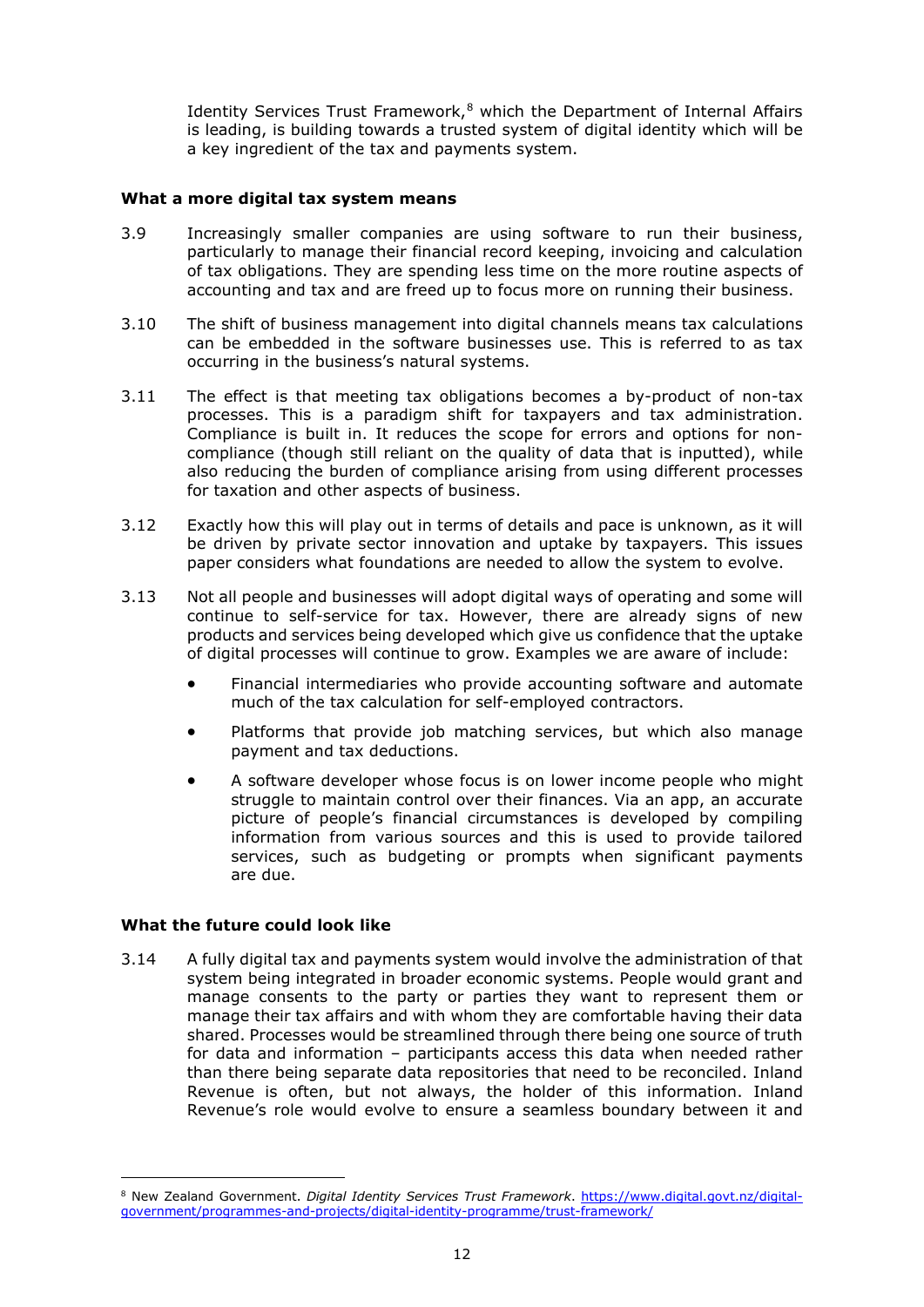Identity Services Trust Framework,[8] which the Department of Internal Affairs is leading, is building towards a trusted system of digital identity which will be a key ingredient of the tax and payments system.

### What a more digital tax system means

3.9 Increasingly smaller companies are using software to run their business, particularly to manage their financial record keeping, invoicing and calculation of tax obligations. They are spending less time on the more routine aspects of accounting and tax and are freed up to focus more on running their business.

3.10 The shift of business management into digital channels means tax calculations can be embedded in the software businesses use. This is referred to as tax occurring in the business's natural systems.

3.11 The effect is that meeting tax obligations becomes a by-product of non-tax processes. This is a paradigm shift for taxpayers and tax administration. Compliance is built in. It reduces the scope for errors and options for non-compliance (though still reliant on the quality of data that is inputted), while also reducing the burden of compliance arising from using different processes for taxation and other aspects of business.

3.12 Exactly how this will play out in terms of details and pace is unknown, as it will be driven by private sector innovation and uptake by taxpayers. This issues paper considers what foundations are needed to allow the system to evolve.

3.13 Not all people and businesses will adopt digital ways of operating and some will continue to self-service for tax. However, there are already signs of new products and services being developed which give us confidence that the uptake of digital processes will continue to grow. Examples we are aware of include:

- Financial intermediaries who provide accounting software and automate much of the tax calculation for self-employed contractors.
- Platforms that provide job matching services, but which also manage payment and tax deductions.
- A software developer whose focus is on lower income people who might struggle to maintain control over their finances. Via an app, an accurate picture of people's financial circumstances is developed by compiling information from various sources and this is used to provide tailored services, such as budgeting or prompts when significant payments are due.

### What the future could look like

3.14 A fully digital tax and payments system would involve the administration of that system being integrated in broader economic systems. People would grant and manage consents to the party or parties they want to represent them or manage their tax affairs and with whom they are comfortable having their data shared. Processes would be streamlined through there being one source of truth for data and information – participants access this data when needed rather than there being separate data repositories that need to be reconciled. Inland Revenue is often, but not always, the holder of this information. Inland Revenue's role would evolve to ensure a seamless boundary between it and

---

[8] New Zealand Government. *Digital Identity Services Trust Framework*. https://www.digital.govt.nz/digital-government/programmes-and-projects/digital-identity-programme/trust-framework/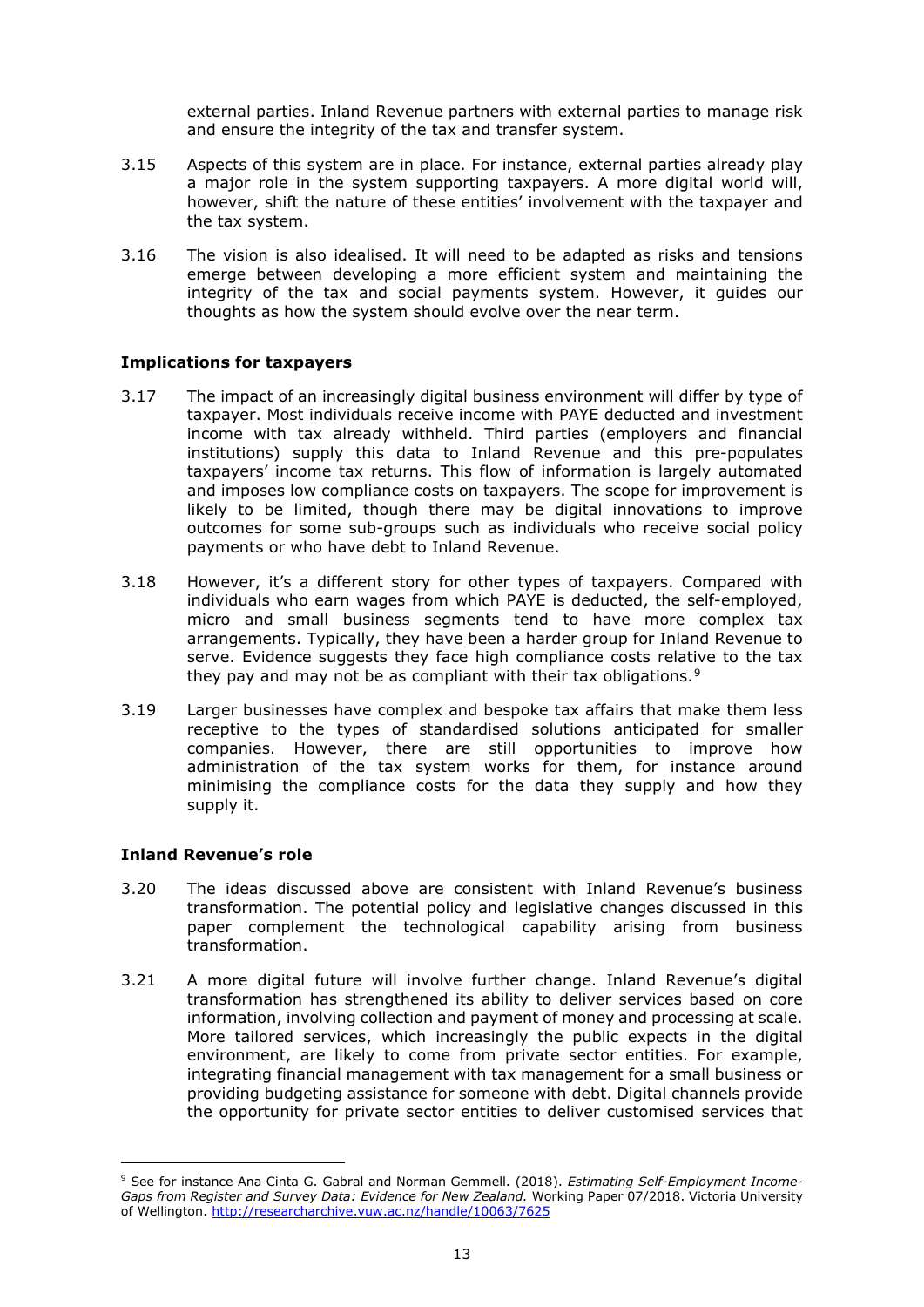external parties. Inland Revenue partners with external parties to manage risk and ensure the integrity of the tax and transfer system.

3.15 Aspects of this system are in place. For instance, external parties already play a major role in the system supporting taxpayers. A more digital world will, however, shift the nature of these entities' involvement with the taxpayer and the tax system.

3.16 The vision is also idealised. It will need to be adapted as risks and tensions emerge between developing a more efficient system and maintaining the integrity of the tax and social payments system. However, it guides our thoughts as how the system should evolve over the near term.

### Implications for taxpayers

3.17 The impact of an increasingly digital business environment will differ by type of taxpayer. Most individuals receive income with PAYE deducted and investment income with tax already withheld. Third parties (employers and financial institutions) supply this data to Inland Revenue and this pre-populates taxpayers' income tax returns. This flow of information is largely automated and imposes low compliance costs on taxpayers. The scope for improvement is likely to be limited, though there may be digital innovations to improve outcomes for some sub-groups such as individuals who receive social policy payments or who have debt to Inland Revenue.

3.18 However, it's a different story for other types of taxpayers. Compared with individuals who earn wages from which PAYE is deducted, the self-employed, micro and small business segments tend to have more complex tax arrangements. Typically, they have been a harder group for Inland Revenue to serve. Evidence suggests they face high compliance costs relative to the tax they pay and may not be as compliant with their tax obligations.[9]

3.19 Larger businesses have complex and bespoke tax affairs that make them less receptive to the types of standardised solutions anticipated for smaller companies. However, there are still opportunities to improve how administration of the tax system works for them, for instance around minimising the compliance costs for the data they supply and how they supply it.

### Inland Revenue's role

3.20 The ideas discussed above are consistent with Inland Revenue's business transformation. The potential policy and legislative changes discussed in this paper complement the technological capability arising from business transformation.

3.21 A more digital future will involve further change. Inland Revenue's digital transformation has strengthened its ability to deliver services based on core information, involving collection and payment of money and processing at scale. More tailored services, which increasingly the public expects in the digital environment, are likely to come from private sector entities. For example, integrating financial management with tax management for a small business or providing budgeting assistance for someone with debt. Digital channels provide the opportunity for private sector entities to deliver customised services that

---

[9] See for instance Ana Cinta G. Gabral and Norman Gemmell. (2018). *Estimating Self-Employment Income-Gaps from Register and Survey Data: Evidence for New Zealand.* Working Paper 07/2018. Victoria University of Wellington. http://researcharchive.vuw.ac.nz/handle/10063/7625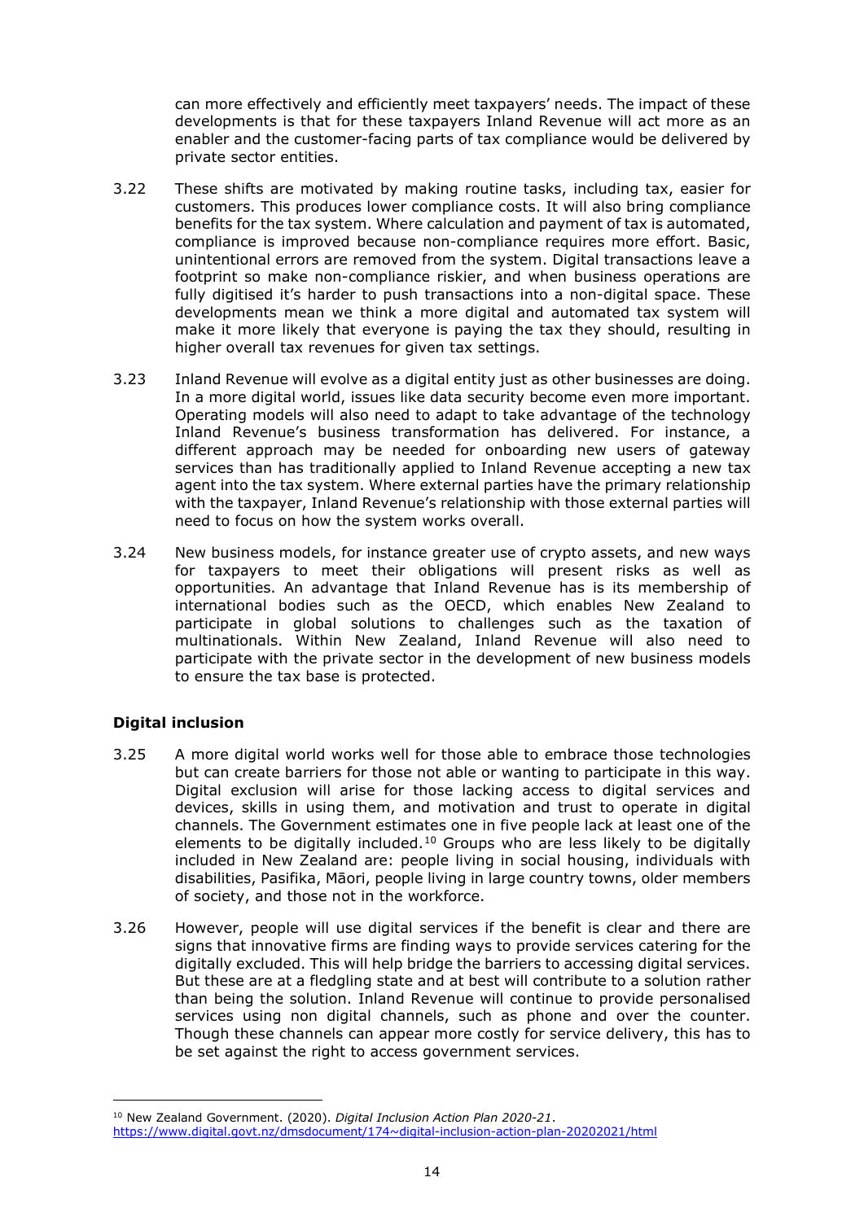can more effectively and efficiently meet taxpayers' needs. The impact of these developments is that for these taxpayers Inland Revenue will act more as an enabler and the customer-facing parts of tax compliance would be delivered by private sector entities.

3.22 These shifts are motivated by making routine tasks, including tax, easier for customers. This produces lower compliance costs. It will also bring compliance benefits for the tax system. Where calculation and payment of tax is automated, compliance is improved because non-compliance requires more effort. Basic, unintentional errors are removed from the system. Digital transactions leave a footprint so make non-compliance riskier, and when business operations are fully digitised it's harder to push transactions into a non-digital space. These developments mean we think a more digital and automated tax system will make it more likely that everyone is paying the tax they should, resulting in higher overall tax revenues for given tax settings.

3.23 Inland Revenue will evolve as a digital entity just as other businesses are doing. In a more digital world, issues like data security become even more important. Operating models will also need to adapt to take advantage of the technology Inland Revenue's business transformation has delivered. For instance, a different approach may be needed for onboarding new users of gateway services than has traditionally applied to Inland Revenue accepting a new tax agent into the tax system. Where external parties have the primary relationship with the taxpayer, Inland Revenue's relationship with those external parties will need to focus on how the system works overall.

3.24 New business models, for instance greater use of crypto assets, and new ways for taxpayers to meet their obligations will present risks as well as opportunities. An advantage that Inland Revenue has is its membership of international bodies such as the OECD, which enables New Zealand to participate in global solutions to challenges such as the taxation of multinationals. Within New Zealand, Inland Revenue will also need to participate with the private sector in the development of new business models to ensure the tax base is protected.

**Digital inclusion**

3.25 A more digital world works well for those able to embrace those technologies but can create barriers for those not able or wanting to participate in this way. Digital exclusion will arise for those lacking access to digital services and devices, skills in using them, and motivation and trust to operate in digital channels. The Government estimates one in five people lack at least one of the elements to be digitally included.[10] Groups who are less likely to be digitally included in New Zealand are: people living in social housing, individuals with disabilities, Pasifika, Māori, people living in large country towns, older members of society, and those not in the workforce.

3.26 However, people will use digital services if the benefit is clear and there are signs that innovative firms are finding ways to provide services catering for the digitally excluded. This will help bridge the barriers to accessing digital services. But these are at a fledgling state and at best will contribute to a solution rather than being the solution. Inland Revenue will continue to provide personalised services using non digital channels, such as phone and over the counter. Though these channels can appear more costly for service delivery, this has to be set against the right to access government services.

---

[10] New Zealand Government. (2020). *Digital Inclusion Action Plan 2020-21*. https://www.digital.govt.nz/dmsdocument/174~digital-inclusion-action-plan-20202021/html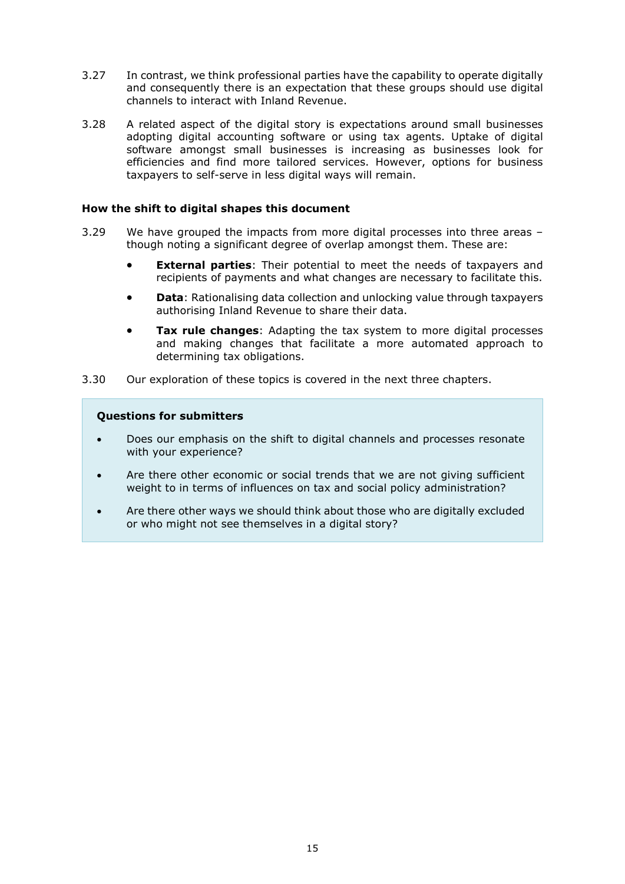3.27 In contrast, we think professional parties have the capability to operate digitally and consequently there is an expectation that these groups should use digital channels to interact with Inland Revenue.

3.28 A related aspect of the digital story is expectations around small businesses adopting digital accounting software or using tax agents. Uptake of digital software amongst small businesses is increasing as businesses look for efficiencies and find more tailored services. However, options for business taxpayers to self-serve in less digital ways will remain.

### How the shift to digital shapes this document

3.29 We have grouped the impacts from more digital processes into three areas – though noting a significant degree of overlap amongst them. These are:

- **External parties**: Their potential to meet the needs of taxpayers and recipients of payments and what changes are necessary to facilitate this.
- **Data**: Rationalising data collection and unlocking value through taxpayers authorising Inland Revenue to share their data.
- **Tax rule changes**: Adapting the tax system to more digital processes and making changes that facilitate a more automated approach to determining tax obligations.

3.30 Our exploration of these topics is covered in the next three chapters.

> **Questions for submitters**
>
> - Does our emphasis on the shift to digital channels and processes resonate with your experience?
> - Are there other economic or social trends that we are not giving sufficient weight to in terms of influences on tax and social policy administration?
> - Are there other ways we should think about those who are digitally excluded or who might not see themselves in a digital story?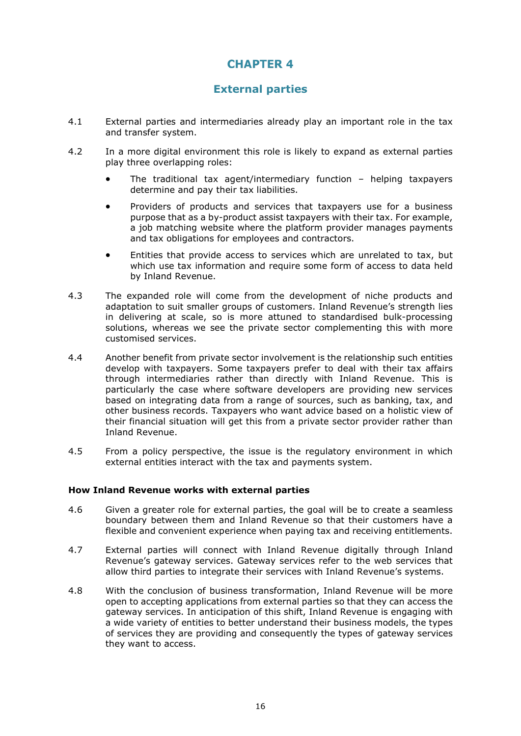# CHAPTER 4

## External parties

4.1 External parties and intermediaries already play an important role in the tax and transfer system.

4.2 In a more digital environment this role is likely to expand as external parties play three overlapping roles:

- The traditional tax agent/intermediary function – helping taxpayers determine and pay their tax liabilities.
- Providers of products and services that taxpayers use for a business purpose that as a by-product assist taxpayers with their tax. For example, a job matching website where the platform provider manages payments and tax obligations for employees and contractors.
- Entities that provide access to services which are unrelated to tax, but which use tax information and require some form of access to data held by Inland Revenue.

4.3 The expanded role will come from the development of niche products and adaptation to suit smaller groups of customers. Inland Revenue's strength lies in delivering at scale, so is more attuned to standardised bulk-processing solutions, whereas we see the private sector complementing this with more customised services.

4.4 Another benefit from private sector involvement is the relationship such entities develop with taxpayers. Some taxpayers prefer to deal with their tax affairs through intermediaries rather than directly with Inland Revenue. This is particularly the case where software developers are providing new services based on integrating data from a range of sources, such as banking, tax, and other business records. Taxpayers who want advice based on a holistic view of their financial situation will get this from a private sector provider rather than Inland Revenue.

4.5 From a policy perspective, the issue is the regulatory environment in which external entities interact with the tax and payments system.

### How Inland Revenue works with external parties

4.6 Given a greater role for external parties, the goal will be to create a seamless boundary between them and Inland Revenue so that their customers have a flexible and convenient experience when paying tax and receiving entitlements.

4.7 External parties will connect with Inland Revenue digitally through Inland Revenue's gateway services. Gateway services refer to the web services that allow third parties to integrate their services with Inland Revenue's systems.

4.8 With the conclusion of business transformation, Inland Revenue will be more open to accepting applications from external parties so that they can access the gateway services. In anticipation of this shift, Inland Revenue is engaging with a wide variety of entities to better understand their business models, the types of services they are providing and consequently the types of gateway services they want to access.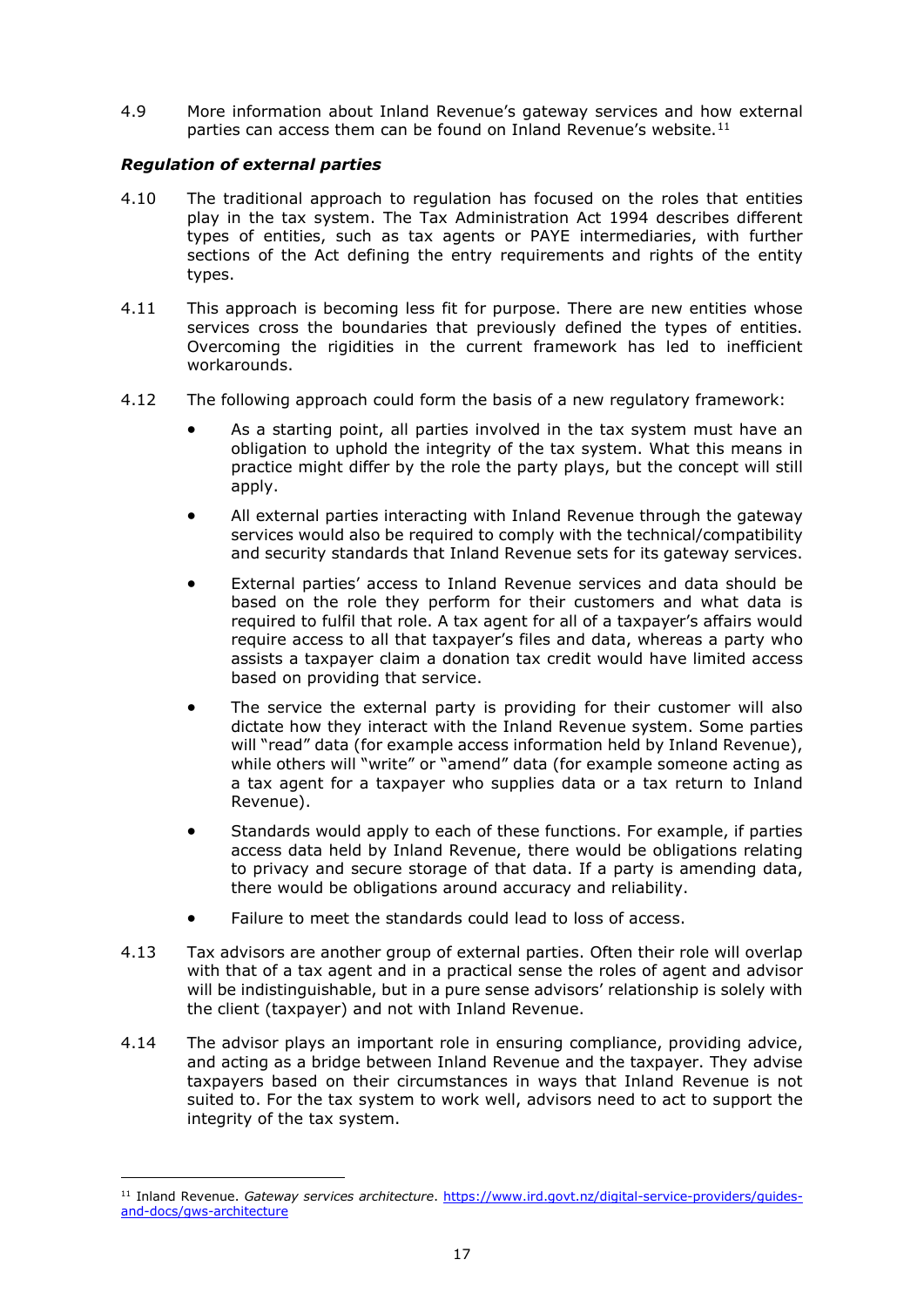4.9 More information about Inland Revenue's gateway services and how external parties can access them can be found on Inland Revenue's website.[11]

### *Regulation of external parties*

4.10 The traditional approach to regulation has focused on the roles that entities play in the tax system. The Tax Administration Act 1994 describes different types of entities, such as tax agents or PAYE intermediaries, with further sections of the Act defining the entry requirements and rights of the entity types.

4.11 This approach is becoming less fit for purpose. There are new entities whose services cross the boundaries that previously defined the types of entities. Overcoming the rigidities in the current framework has led to inefficient workarounds.

4.12 The following approach could form the basis of a new regulatory framework:

- As a starting point, all parties involved in the tax system must have an obligation to uphold the integrity of the tax system. What this means in practice might differ by the role the party plays, but the concept will still apply.
- All external parties interacting with Inland Revenue through the gateway services would also be required to comply with the technical/compatibility and security standards that Inland Revenue sets for its gateway services.
- External parties' access to Inland Revenue services and data should be based on the role they perform for their customers and what data is required to fulfil that role. A tax agent for all of a taxpayer's affairs would require access to all that taxpayer's files and data, whereas a party who assists a taxpayer claim a donation tax credit would have limited access based on providing that service.
- The service the external party is providing for their customer will also dictate how they interact with the Inland Revenue system. Some parties will "read" data (for example access information held by Inland Revenue), while others will "write" or "amend" data (for example someone acting as a tax agent for a taxpayer who supplies data or a tax return to Inland Revenue).
- Standards would apply to each of these functions. For example, if parties access data held by Inland Revenue, there would be obligations relating to privacy and secure storage of that data. If a party is amending data, there would be obligations around accuracy and reliability.
- Failure to meet the standards could lead to loss of access.

4.13 Tax advisors are another group of external parties. Often their role will overlap with that of a tax agent and in a practical sense the roles of agent and advisor will be indistinguishable, but in a pure sense advisors' relationship is solely with the client (taxpayer) and not with Inland Revenue.

4.14 The advisor plays an important role in ensuring compliance, providing advice, and acting as a bridge between Inland Revenue and the taxpayer. They advise taxpayers based on their circumstances in ways that Inland Revenue is not suited to. For the tax system to work well, advisors need to act to support the integrity of the tax system.

---

[11] Inland Revenue. *Gateway services architecture*. https://www.ird.govt.nz/digital-service-providers/guides-and-docs/gws-architecture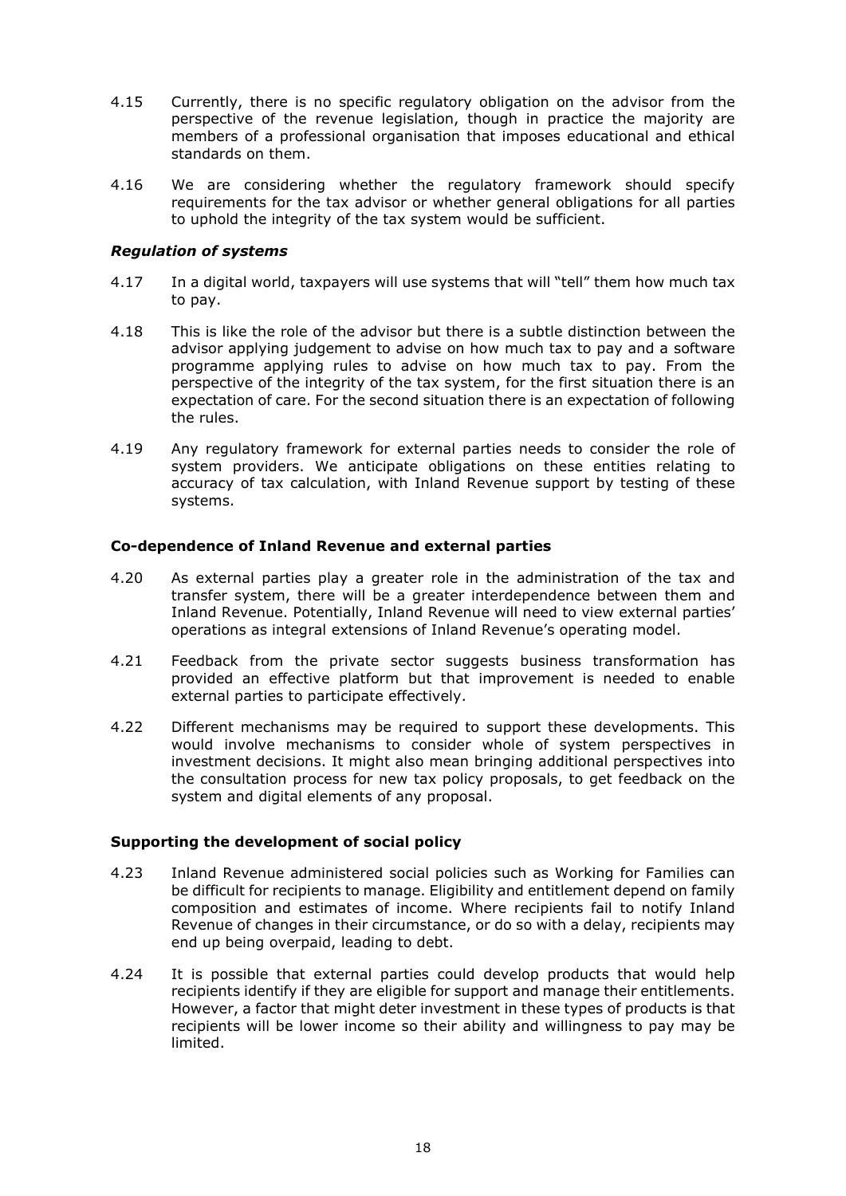4.15 Currently, there is no specific regulatory obligation on the advisor from the perspective of the revenue legislation, though in practice the majority are members of a professional organisation that imposes educational and ethical standards on them.

4.16 We are considering whether the regulatory framework should specify requirements for the tax advisor or whether general obligations for all parties to uphold the integrity of the tax system would be sufficient.

### *Regulation of systems*

4.17 In a digital world, taxpayers will use systems that will "tell" them how much tax to pay.

4.18 This is like the role of the advisor but there is a subtle distinction between the advisor applying judgement to advise on how much tax to pay and a software programme applying rules to advise on how much tax to pay. From the perspective of the integrity of the tax system, for the first situation there is an expectation of care. For the second situation there is an expectation of following the rules.

4.19 Any regulatory framework for external parties needs to consider the role of system providers. We anticipate obligations on these entities relating to accuracy of tax calculation, with Inland Revenue support by testing of these systems.

### **Co-dependence of Inland Revenue and external parties**

4.20 As external parties play a greater role in the administration of the tax and transfer system, there will be a greater interdependence between them and Inland Revenue. Potentially, Inland Revenue will need to view external parties' operations as integral extensions of Inland Revenue's operating model.

4.21 Feedback from the private sector suggests business transformation has provided an effective platform but that improvement is needed to enable external parties to participate effectively.

4.22 Different mechanisms may be required to support these developments. This would involve mechanisms to consider whole of system perspectives in investment decisions. It might also mean bringing additional perspectives into the consultation process for new tax policy proposals, to get feedback on the system and digital elements of any proposal.

### **Supporting the development of social policy**

4.23 Inland Revenue administered social policies such as Working for Families can be difficult for recipients to manage. Eligibility and entitlement depend on family composition and estimates of income. Where recipients fail to notify Inland Revenue of changes in their circumstance, or do so with a delay, recipients may end up being overpaid, leading to debt.

4.24 It is possible that external parties could develop products that would help recipients identify if they are eligible for support and manage their entitlements. However, a factor that might deter investment in these types of products is that recipients will be lower income so their ability and willingness to pay may be limited.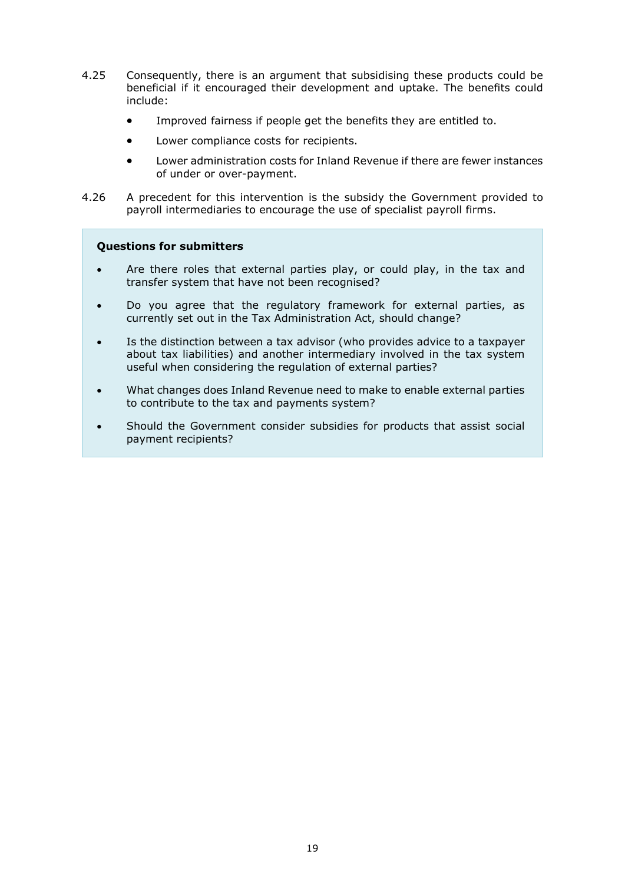4.25 Consequently, there is an argument that subsidising these products could be beneficial if it encouraged their development and uptake. The benefits could include:

- Improved fairness if people get the benefits they are entitled to.
- Lower compliance costs for recipients.
- Lower administration costs for Inland Revenue if there are fewer instances of under or over-payment.

4.26 A precedent for this intervention is the subsidy the Government provided to payroll intermediaries to encourage the use of specialist payroll firms.

**Questions for submitters**

- Are there roles that external parties play, or could play, in the tax and transfer system that have not been recognised?
- Do you agree that the regulatory framework for external parties, as currently set out in the Tax Administration Act, should change?
- Is the distinction between a tax advisor (who provides advice to a taxpayer about tax liabilities) and another intermediary involved in the tax system useful when considering the regulation of external parties?
- What changes does Inland Revenue need to make to enable external parties to contribute to the tax and payments system?
- Should the Government consider subsidies for products that assist social payment recipients?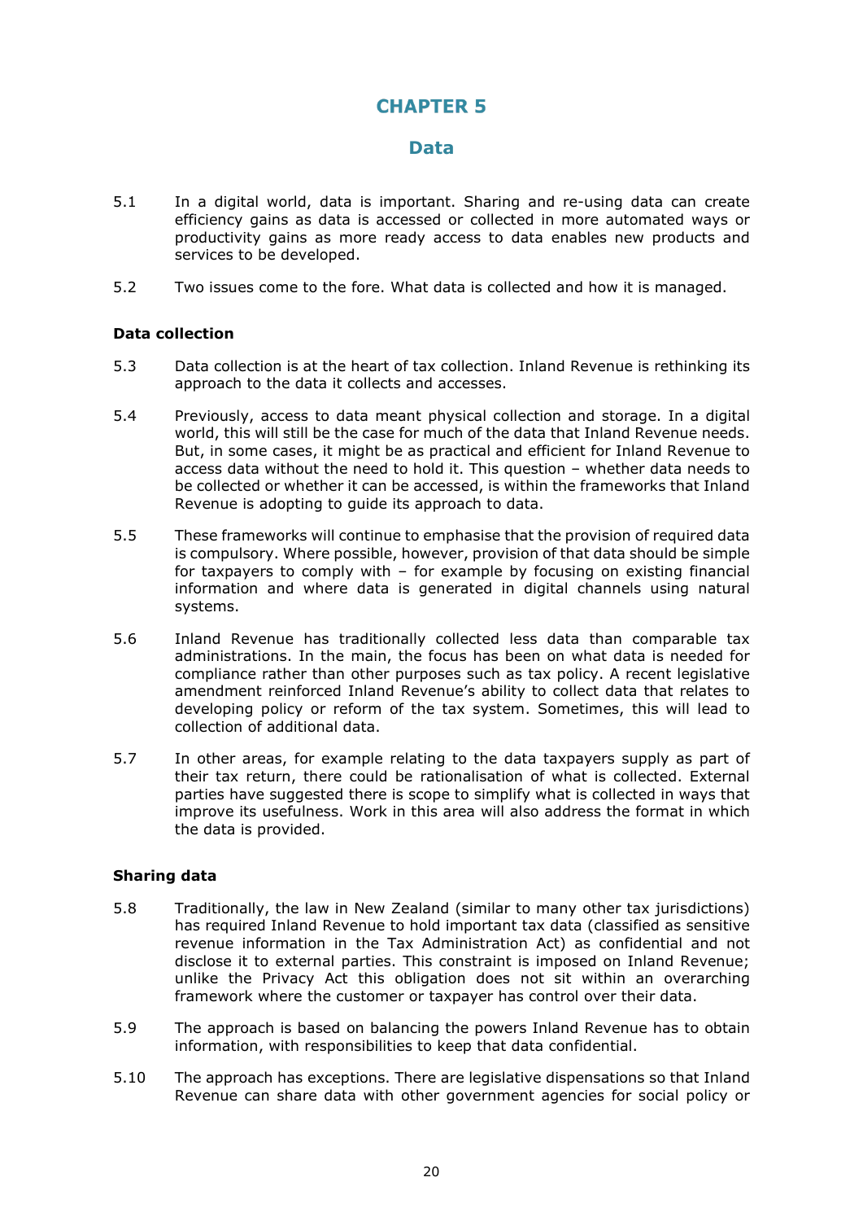# CHAPTER 5

## Data

5.1 In a digital world, data is important. Sharing and re-using data can create efficiency gains as data is accessed or collected in more automated ways or productivity gains as more ready access to data enables new products and services to be developed.

5.2 Two issues come to the fore. What data is collected and how it is managed.

### Data collection

5.3 Data collection is at the heart of tax collection. Inland Revenue is rethinking its approach to the data it collects and accesses.

5.4 Previously, access to data meant physical collection and storage. In a digital world, this will still be the case for much of the data that Inland Revenue needs. But, in some cases, it might be as practical and efficient for Inland Revenue to access data without the need to hold it. This question – whether data needs to be collected or whether it can be accessed, is within the frameworks that Inland Revenue is adopting to guide its approach to data.

5.5 These frameworks will continue to emphasise that the provision of required data is compulsory. Where possible, however, provision of that data should be simple for taxpayers to comply with – for example by focusing on existing financial information and where data is generated in digital channels using natural systems.

5.6 Inland Revenue has traditionally collected less data than comparable tax administrations. In the main, the focus has been on what data is needed for compliance rather than other purposes such as tax policy. A recent legislative amendment reinforced Inland Revenue's ability to collect data that relates to developing policy or reform of the tax system. Sometimes, this will lead to collection of additional data.

5.7 In other areas, for example relating to the data taxpayers supply as part of their tax return, there could be rationalisation of what is collected. External parties have suggested there is scope to simplify what is collected in ways that improve its usefulness. Work in this area will also address the format in which the data is provided.

### Sharing data

5.8 Traditionally, the law in New Zealand (similar to many other tax jurisdictions) has required Inland Revenue to hold important tax data (classified as sensitive revenue information in the Tax Administration Act) as confidential and not disclose it to external parties. This constraint is imposed on Inland Revenue; unlike the Privacy Act this obligation does not sit within an overarching framework where the customer or taxpayer has control over their data.

5.9 The approach is based on balancing the powers Inland Revenue has to obtain information, with responsibilities to keep that data confidential.

5.10 The approach has exceptions. There are legislative dispensations so that Inland Revenue can share data with other government agencies for social policy or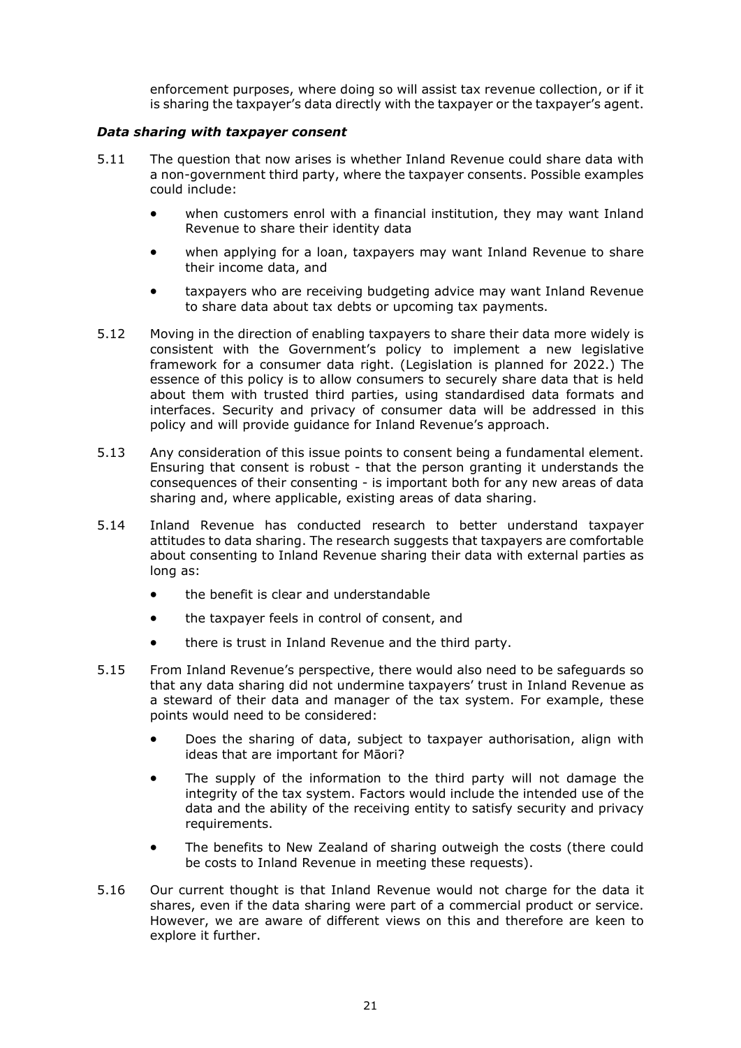enforcement purposes, where doing so will assist tax revenue collection, or if it is sharing the taxpayer's data directly with the taxpayer or the taxpayer's agent.

### *Data sharing with taxpayer consent*

5.11 The question that now arises is whether Inland Revenue could share data with a non-government third party, where the taxpayer consents. Possible examples could include:

- when customers enrol with a financial institution, they may want Inland Revenue to share their identity data
- when applying for a loan, taxpayers may want Inland Revenue to share their income data, and
- taxpayers who are receiving budgeting advice may want Inland Revenue to share data about tax debts or upcoming tax payments.

5.12 Moving in the direction of enabling taxpayers to share their data more widely is consistent with the Government's policy to implement a new legislative framework for a consumer data right. (Legislation is planned for 2022.) The essence of this policy is to allow consumers to securely share data that is held about them with trusted third parties, using standardised data formats and interfaces. Security and privacy of consumer data will be addressed in this policy and will provide guidance for Inland Revenue's approach.

5.13 Any consideration of this issue points to consent being a fundamental element. Ensuring that consent is robust - that the person granting it understands the consequences of their consenting - is important both for any new areas of data sharing and, where applicable, existing areas of data sharing.

5.14 Inland Revenue has conducted research to better understand taxpayer attitudes to data sharing. The research suggests that taxpayers are comfortable about consenting to Inland Revenue sharing their data with external parties as long as:

- the benefit is clear and understandable
- the taxpayer feels in control of consent, and
- there is trust in Inland Revenue and the third party.

5.15 From Inland Revenue's perspective, there would also need to be safeguards so that any data sharing did not undermine taxpayers' trust in Inland Revenue as a steward of their data and manager of the tax system. For example, these points would need to be considered:

- Does the sharing of data, subject to taxpayer authorisation, align with ideas that are important for Māori?
- The supply of the information to the third party will not damage the integrity of the tax system. Factors would include the intended use of the data and the ability of the receiving entity to satisfy security and privacy requirements.
- The benefits to New Zealand of sharing outweigh the costs (there could be costs to Inland Revenue in meeting these requests).

5.16 Our current thought is that Inland Revenue would not charge for the data it shares, even if the data sharing were part of a commercial product or service. However, we are aware of different views on this and therefore are keen to explore it further.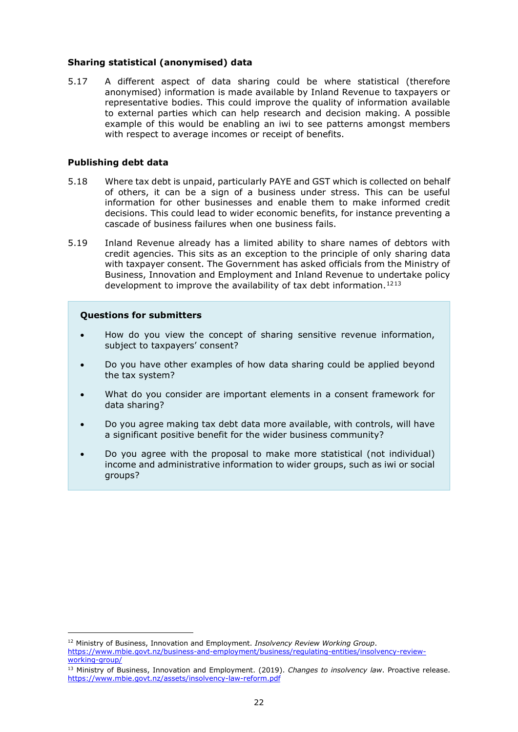**Sharing statistical (anonymised) data**

5.17 A different aspect of data sharing could be where statistical (therefore anonymised) information is made available by Inland Revenue to taxpayers or representative bodies. This could improve the quality of information available to external parties which can help research and decision making. A possible example of this would be enabling an iwi to see patterns amongst members with respect to average incomes or receipt of benefits.

**Publishing debt data**

5.18 Where tax debt is unpaid, particularly PAYE and GST which is collected on behalf of others, it can be a sign of a business under stress. This can be useful information for other businesses and enable them to make informed credit decisions. This could lead to wider economic benefits, for instance preventing a cascade of business failures when one business fails.

5.19 Inland Revenue already has a limited ability to share names of debtors with credit agencies. This sits as an exception to the principle of only sharing data with taxpayer consent. The Government has asked officials from the Ministry of Business, Innovation and Employment and Inland Revenue to undertake policy development to improve the availability of tax debt information.[12][13]

**Questions for submitters**

- How do you view the concept of sharing sensitive revenue information, subject to taxpayers' consent?
- Do you have other examples of how data sharing could be applied beyond the tax system?
- What do you consider are important elements in a consent framework for data sharing?
- Do you agree making tax debt data more available, with controls, will have a significant positive benefit for the wider business community?
- Do you agree with the proposal to make more statistical (not individual) income and administrative information to wider groups, such as iwi or social groups?

---

[12] Ministry of Business, Innovation and Employment. *Insolvency Review Working Group*. https://www.mbie.govt.nz/business-and-employment/business/regulating-entities/insolvency-review-working-group/

[13] Ministry of Business, Innovation and Employment. (2019). *Changes to insolvency law*. Proactive release. https://www.mbie.govt.nz/assets/insolvency-law-reform.pdf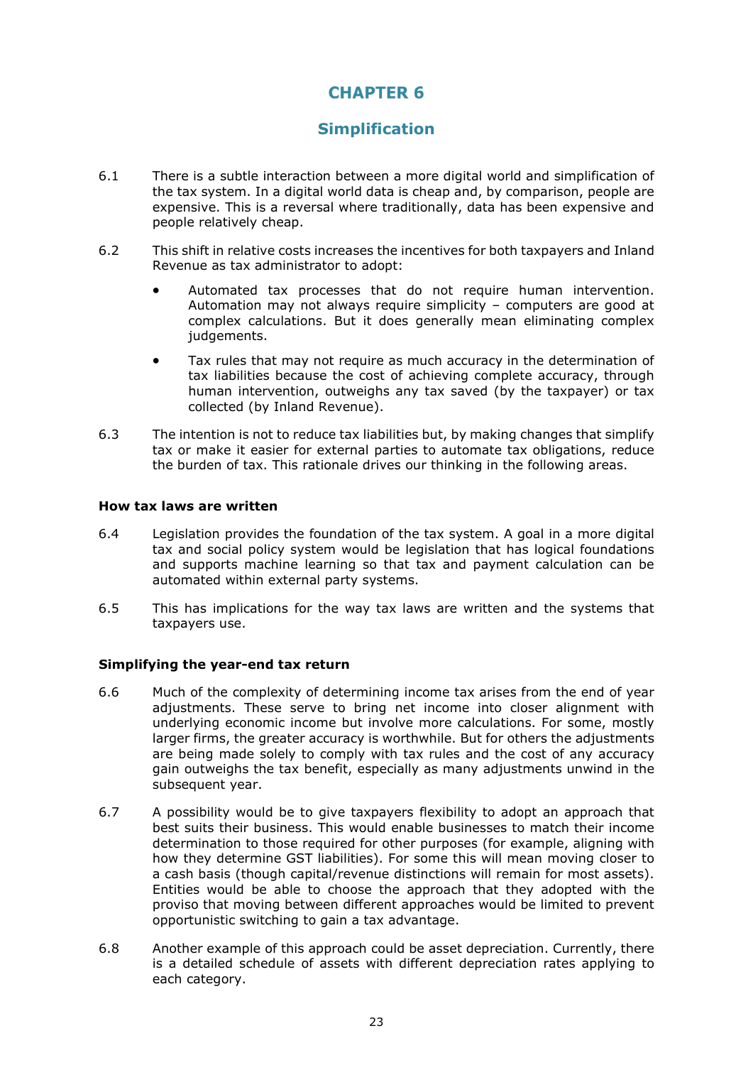# CHAPTER 6

## Simplification

6.1 There is a subtle interaction between a more digital world and simplification of the tax system. In a digital world data is cheap and, by comparison, people are expensive. This is a reversal where traditionally, data has been expensive and people relatively cheap.

6.2 This shift in relative costs increases the incentives for both taxpayers and Inland Revenue as tax administrator to adopt:

- Automated tax processes that do not require human intervention. Automation may not always require simplicity – computers are good at complex calculations. But it does generally mean eliminating complex judgements.
- Tax rules that may not require as much accuracy in the determination of tax liabilities because the cost of achieving complete accuracy, through human intervention, outweighs any tax saved (by the taxpayer) or tax collected (by Inland Revenue).

6.3 The intention is not to reduce tax liabilities but, by making changes that simplify tax or make it easier for external parties to automate tax obligations, reduce the burden of tax. This rationale drives our thinking in the following areas.

### How tax laws are written

6.4 Legislation provides the foundation of the tax system. A goal in a more digital tax and social policy system would be legislation that has logical foundations and supports machine learning so that tax and payment calculation can be automated within external party systems.

6.5 This has implications for the way tax laws are written and the systems that taxpayers use.

### Simplifying the year-end tax return

6.6 Much of the complexity of determining income tax arises from the end of year adjustments. These serve to bring net income into closer alignment with underlying economic income but involve more calculations. For some, mostly larger firms, the greater accuracy is worthwhile. But for others the adjustments are being made solely to comply with tax rules and the cost of any accuracy gain outweighs the tax benefit, especially as many adjustments unwind in the subsequent year.

6.7 A possibility would be to give taxpayers flexibility to adopt an approach that best suits their business. This would enable businesses to match their income determination to those required for other purposes (for example, aligning with how they determine GST liabilities). For some this will mean moving closer to a cash basis (though capital/revenue distinctions will remain for most assets). Entities would be able to choose the approach that they adopted with the proviso that moving between different approaches would be limited to prevent opportunistic switching to gain a tax advantage.

6.8 Another example of this approach could be asset depreciation. Currently, there is a detailed schedule of assets with different depreciation rates applying to each category.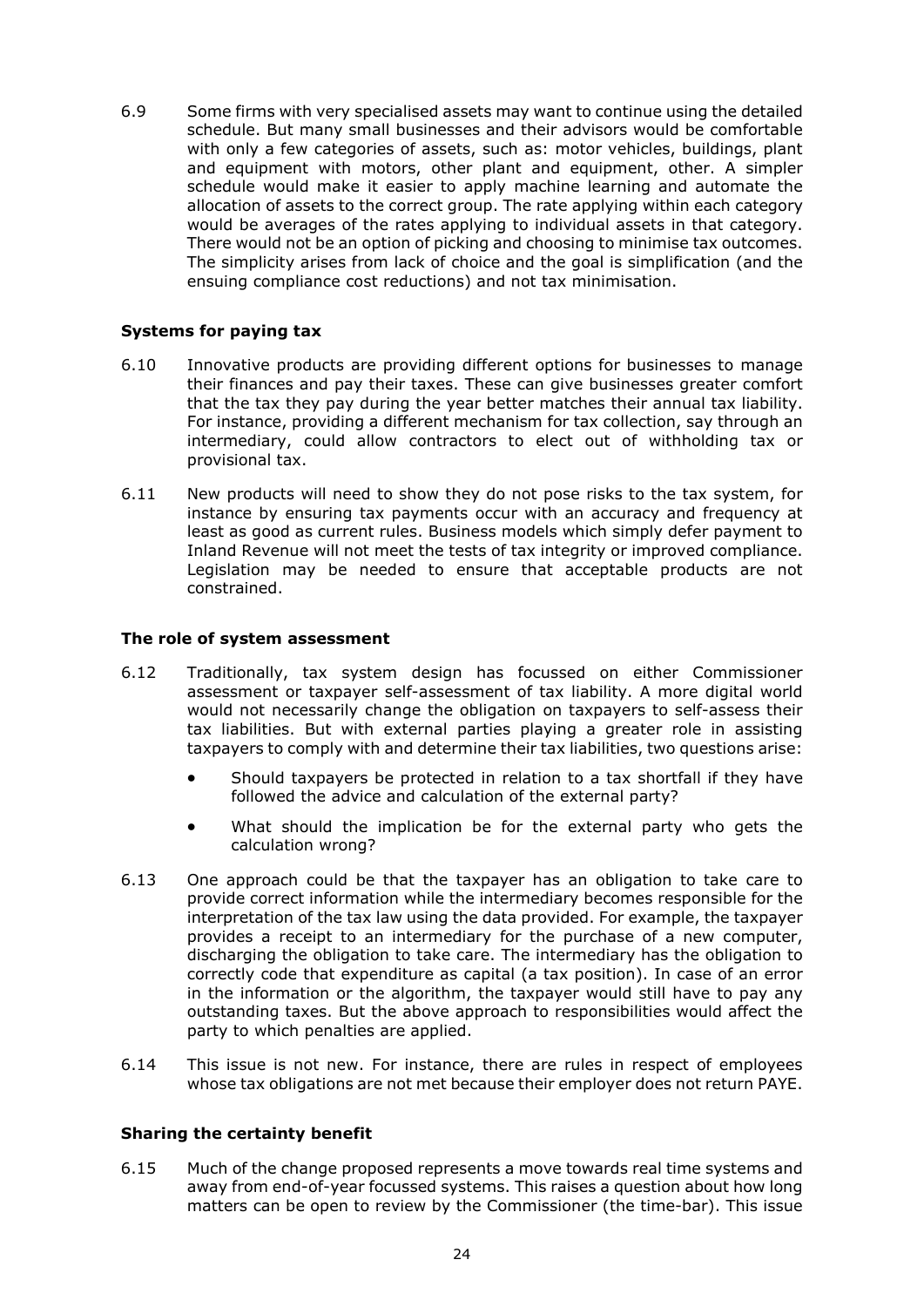6.9 Some firms with very specialised assets may want to continue using the detailed schedule. But many small businesses and their advisors would be comfortable with only a few categories of assets, such as: motor vehicles, buildings, plant and equipment with motors, other plant and equipment, other. A simpler schedule would make it easier to apply machine learning and automate the allocation of assets to the correct group. The rate applying within each category would be averages of the rates applying to individual assets in that category. There would not be an option of picking and choosing to minimise tax outcomes. The simplicity arises from lack of choice and the goal is simplification (and the ensuing compliance cost reductions) and not tax minimisation.

### Systems for paying tax

6.10 Innovative products are providing different options for businesses to manage their finances and pay their taxes. These can give businesses greater comfort that the tax they pay during the year better matches their annual tax liability. For instance, providing a different mechanism for tax collection, say through an intermediary, could allow contractors to elect out of withholding tax or provisional tax.

6.11 New products will need to show they do not pose risks to the tax system, for instance by ensuring tax payments occur with an accuracy and frequency at least as good as current rules. Business models which simply defer payment to Inland Revenue will not meet the tests of tax integrity or improved compliance. Legislation may be needed to ensure that acceptable products are not constrained.

### The role of system assessment

6.12 Traditionally, tax system design has focussed on either Commissioner assessment or taxpayer self-assessment of tax liability. A more digital world would not necessarily change the obligation on taxpayers to self-assess their tax liabilities. But with external parties playing a greater role in assisting taxpayers to comply with and determine their tax liabilities, two questions arise:

- Should taxpayers be protected in relation to a tax shortfall if they have followed the advice and calculation of the external party?
- What should the implication be for the external party who gets the calculation wrong?

6.13 One approach could be that the taxpayer has an obligation to take care to provide correct information while the intermediary becomes responsible for the interpretation of the tax law using the data provided. For example, the taxpayer provides a receipt to an intermediary for the purchase of a new computer, discharging the obligation to take care. The intermediary has the obligation to correctly code that expenditure as capital (a tax position). In case of an error in the information or the algorithm, the taxpayer would still have to pay any outstanding taxes. But the above approach to responsibilities would affect the party to which penalties are applied.

6.14 This issue is not new. For instance, there are rules in respect of employees whose tax obligations are not met because their employer does not return PAYE.

### Sharing the certainty benefit

6.15 Much of the change proposed represents a move towards real time systems and away from end-of-year focussed systems. This raises a question about how long matters can be open to review by the Commissioner (the time-bar). This issue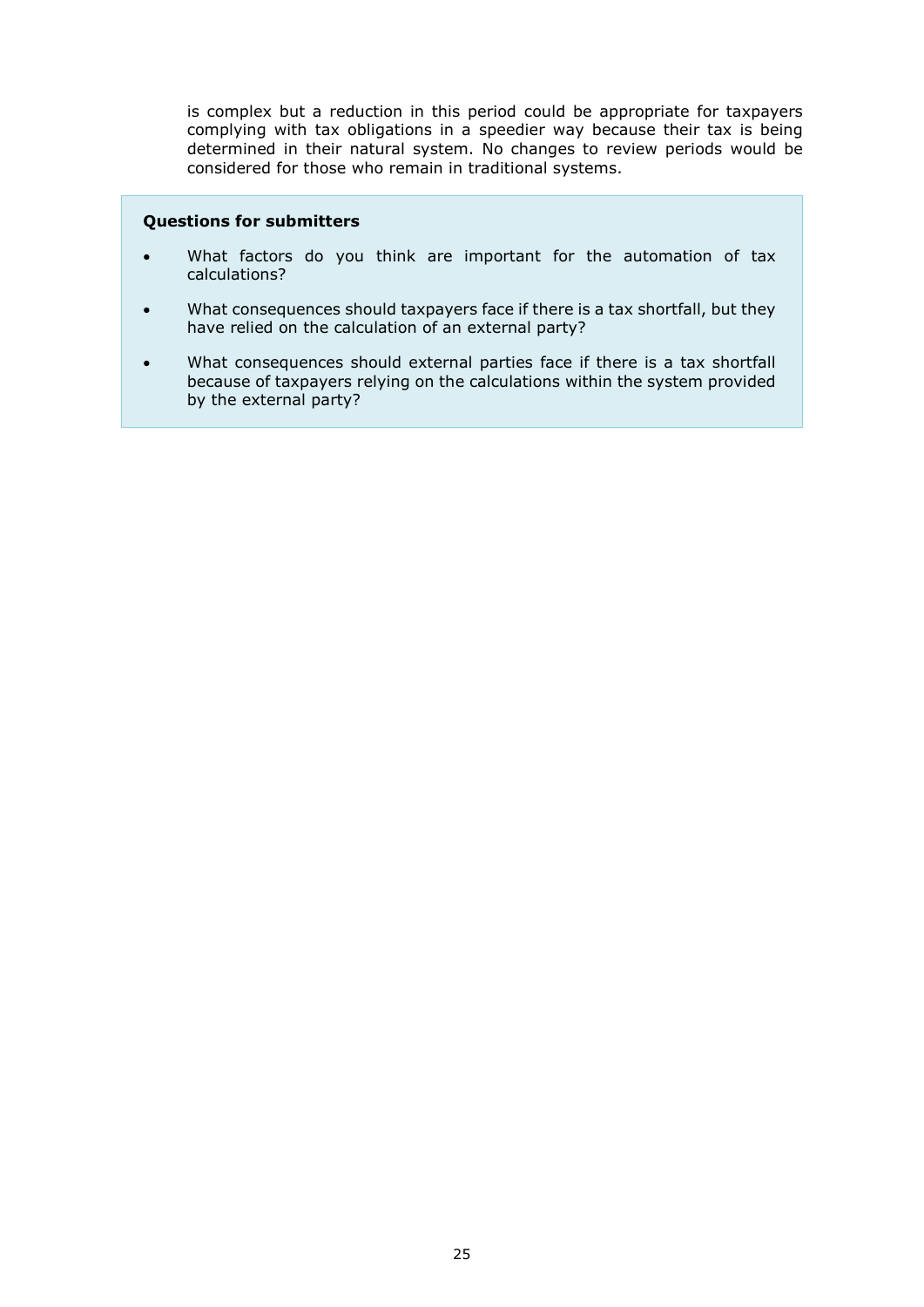is complex but a reduction in this period could be appropriate for taxpayers complying with tax obligations in a speedier way because their tax is being determined in their natural system. No changes to review periods would be considered for those who remain in traditional systems.

**Questions for submitters**

- What factors do you think are important for the automation of tax calculations?
- What consequences should taxpayers face if there is a tax shortfall, but they have relied on the calculation of an external party?
- What consequences should external parties face if there is a tax shortfall because of taxpayers relying on the calculations within the system provided by the external party?